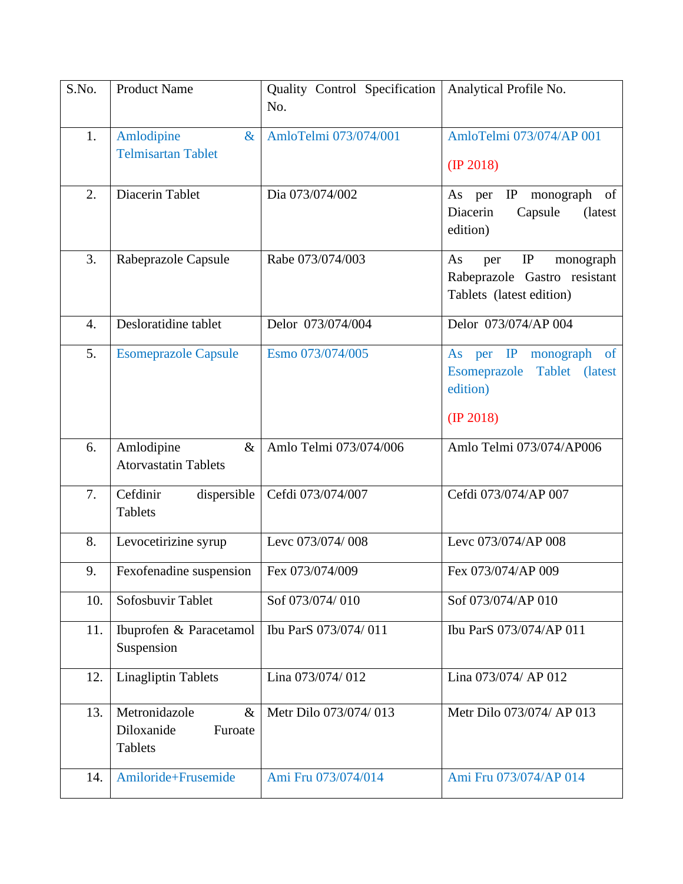| S.No. | Product Name | Quality Control Specification No. | Analytical Profile No. |
|---|---|---|---|
| 1. | Amlodipine & Telmisartan Tablet | AmloTelmi 073/074/001 | AmloTelmi 073/074/AP 001 (IP 2018) |
| 2. | Diacerin Tablet | Dia 073/074/002 | As per IP monograph of Diacerin Capsule (latest edition) |
| 3. | Rabeprazole Capsule | Rabe 073/074/003 | As per IP monograph Rabeprazole Gastro resistant Tablets (latest edition) |
| 4. | Desloratidine tablet | Delor 073/074/004 | Delor 073/074/AP 004 |
| 5. | Esomeprazole Capsule | Esmo 073/074/005 | As per IP monograph of Esomeprazole Tablet (latest edition) (IP 2018) |
| 6. | Amlodipine & Atorvastatin Tablets | Amlo Telmi 073/074/006 | Amlo Telmi 073/074/AP006 |
| 7. | Cefdinir dispersible Tablets | Cefdi 073/074/007 | Cefdi 073/074/AP 007 |
| 8. | Levocetirizine syrup | Levc 073/074/ 008 | Levc 073/074/AP 008 |
| 9. | Fexofenadine suspension | Fex 073/074/009 | Fex 073/074/AP 009 |
| 10. | Sofosbuvir Tablet | Sof 073/074/ 010 | Sof 073/074/AP 010 |
| 11. | Ibuprofen & Paracetamol Suspension | Ibu ParS 073/074/ 011 | Ibu ParS 073/074/AP 011 |
| 12. | Linagliptin Tablets | Lina 073/074/ 012 | Lina 073/074/ AP 012 |
| 13. | Metronidazole & Diloxanide Furoate Tablets | Metr Dilo 073/074/ 013 | Metr Dilo 073/074/ AP 013 |
| 14. | Amiloride+Frusemide | Ami Fru 073/074/014 | Ami Fru 073/074/AP 014 |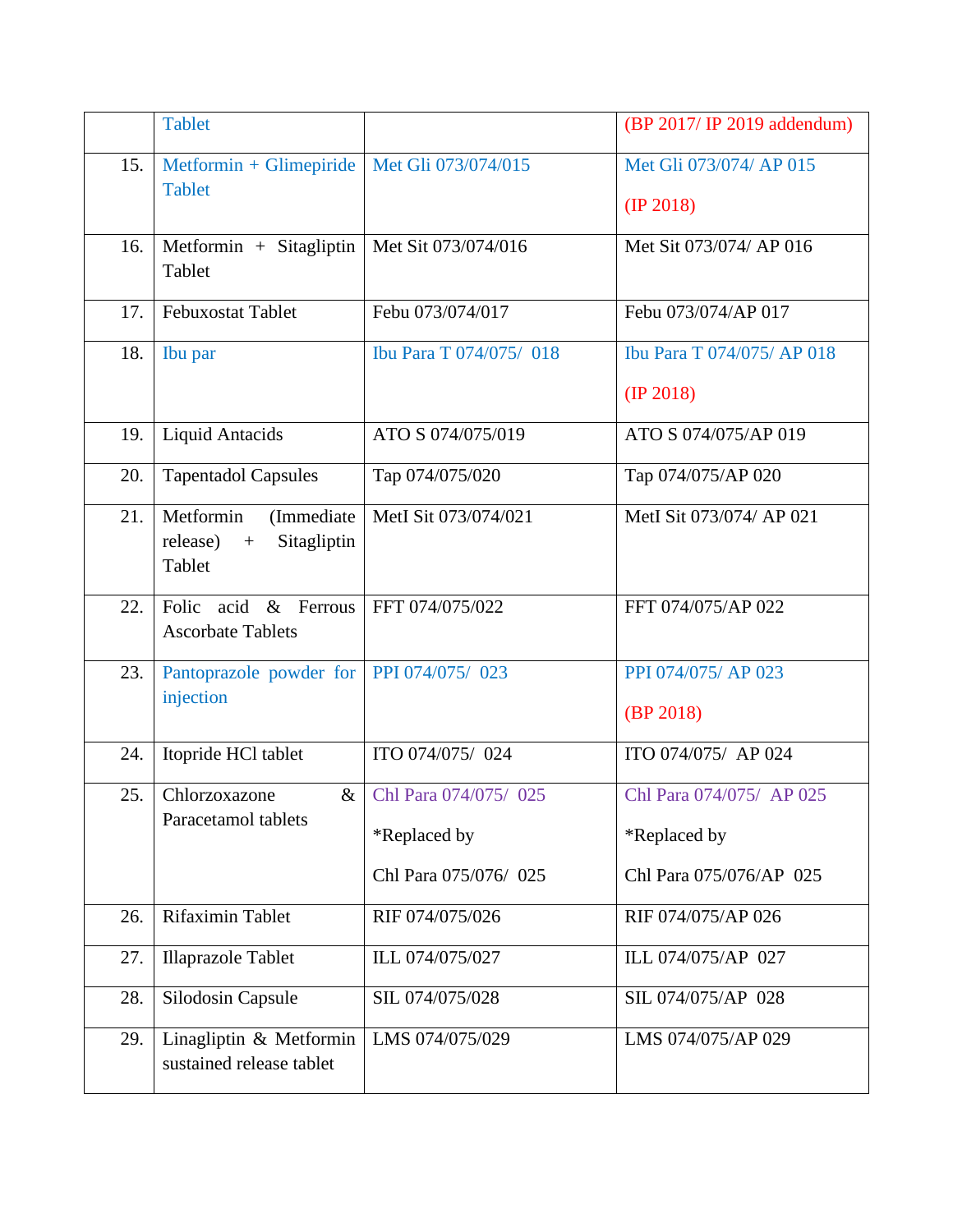|  | Tablet |  | (BP 2017/ IP 2019 addendum) |
|---|---|---|---|
| 15. | Metformin + Glimepiride Tablet | Met Gli 073/074/015 | Met Gli 073/074/ AP 015<br><br>(IP 2018) |
| 16. | Metformin + Sitagliptin Tablet | Met Sit 073/074/016 | Met Sit 073/074/ AP 016 |
| 17. | Febuxostat Tablet | Febu 073/074/017 | Febu 073/074/AP 017 |
| 18. | Ibu par | Ibu Para T 074/075/ 018 | Ibu Para T 074/075/ AP 018<br><br>(IP 2018) |
| 19. | Liquid Antacids | ATO S 074/075/019 | ATO S 074/075/AP 019 |
| 20. | Tapentadol Capsules | Tap 074/075/020 | Tap 074/075/AP 020 |
| 21. | Metformin (Immediate release) + Sitagliptin Tablet | MetI Sit 073/074/021 | MetI Sit 073/074/ AP 021 |
| 22. | Folic acid & Ferrous Ascorbate Tablets | FFT 074/075/022 | FFT 074/075/AP 022 |
| 23. | Pantoprazole powder for injection | PPI 074/075/ 023 | PPI 074/075/ AP 023<br><br>(BP 2018) |
| 24. | Itopride HCl tablet | ITO 074/075/ 024 | ITO 074/075/ AP 024 |
| 25. | Chlorzoxazone & Paracetamol tablets | Chl Para 074/075/ 025<br><br>*Replaced by<br><br>Chl Para 075/076/ 025 | Chl Para 074/075/ AP 025<br><br>*Replaced by<br><br>Chl Para 075/076/AP 025 |
| 26. | Rifaximin Tablet | RIF 074/075/026 | RIF 074/075/AP 026 |
| 27. | Illaprazole Tablet | ILL 074/075/027 | ILL 074/075/AP 027 |
| 28. | Silodosin Capsule | SIL 074/075/028 | SIL 074/075/AP 028 |
| 29. | Linagliptin & Metformin sustained release tablet | LMS 074/075/029 | LMS 074/075/AP 029 |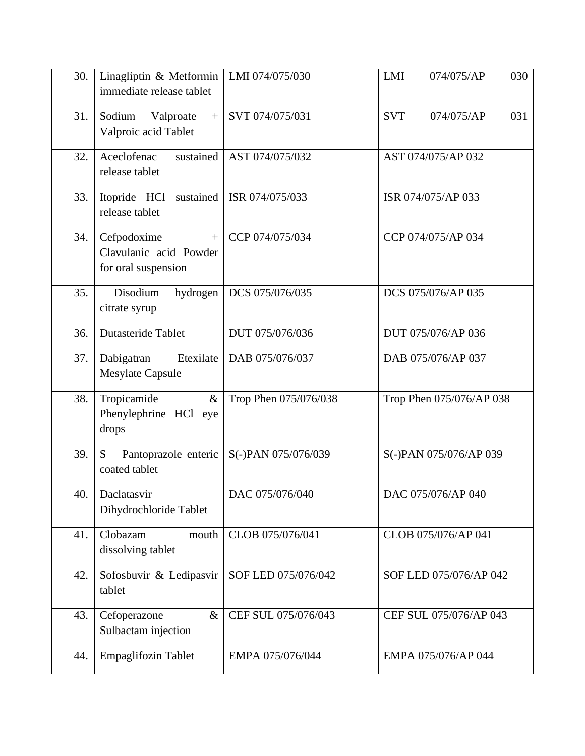| | | | |
|---|---|---|---|
| 30. | Linagliptin & Metformin immediate release tablet | LMI 074/075/030 | LMI 074/075/AP 030 |
| 31. | Sodium Valproate + Valproic acid Tablet | SVT 074/075/031 | SVT 074/075/AP 031 |
| 32. | Aceclofenac sustained release tablet | AST 074/075/032 | AST 074/075/AP 032 |
| 33. | Itopride HCl sustained release tablet | ISR 074/075/033 | ISR 074/075/AP 033 |
| 34. | Cefpodoxime + Clavulanic acid Powder for oral suspension | CCP 074/075/034 | CCP 074/075/AP 034 |
| 35. | Disodium hydrogen citrate syrup | DCS 075/076/035 | DCS 075/076/AP 035 |
| 36. | Dutasteride Tablet | DUT 075/076/036 | DUT 075/076/AP 036 |
| 37. | Dabigatran Etexilate Mesylate Capsule | DAB 075/076/037 | DAB 075/076/AP 037 |
| 38. | Tropicamide & Phenylephrine HCl eye drops | Trop Phen 075/076/038 | Trop Phen 075/076/AP 038 |
| 39. | S – Pantoprazole enteric coated tablet | S(-)PAN 075/076/039 | S(-)PAN 075/076/AP 039 |
| 40. | Daclatasvir Dihydrochloride Tablet | DAC 075/076/040 | DAC 075/076/AP 040 |
| 41. | Clobazam mouth dissolving tablet | CLOB 075/076/041 | CLOB 075/076/AP 041 |
| 42. | Sofosbuvir & Ledipasvir tablet | SOF LED 075/076/042 | SOF LED 075/076/AP 042 |
| 43. | Cefoperazone & Sulbactam injection | CEF SUL 075/076/043 | CEF SUL 075/076/AP 043 |
| 44. | Empaglifozin Tablet | EMPA 075/076/044 | EMPA 075/076/AP 044 |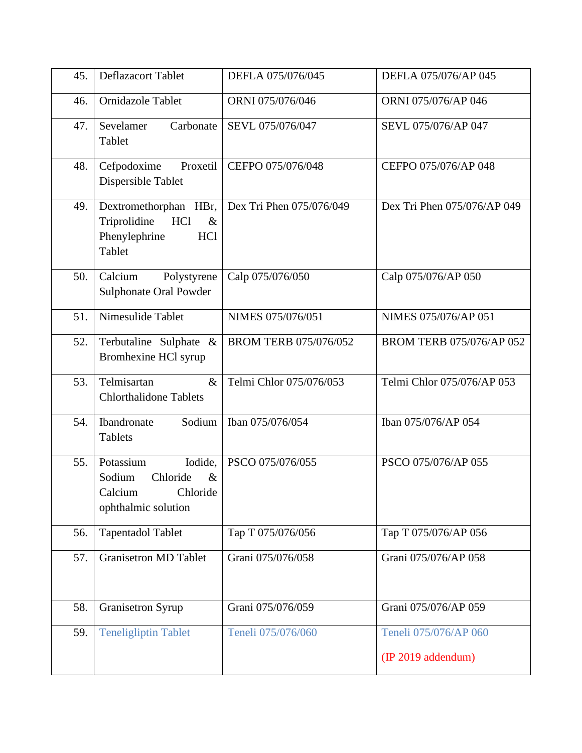| 45. | Deflazacort Tablet | DEFLA 075/076/045 | DEFLA 075/076/AP 045 |
|---|---|---|---|
| 46. | Ornidazole Tablet | ORNI 075/076/046 | ORNI 075/076/AP 046 |
| 47. | Sevelamer Carbonate Tablet | SEVL 075/076/047 | SEVL 075/076/AP 047 |
| 48. | Cefpodoxime Proxetil Dispersible Tablet | CEFPO 075/076/048 | CEFPO 075/076/AP 048 |
| 49. | Dextromethorphan HBr, Triprolidine HCl & Phenylephrine HCl Tablet | Dex Tri Phen 075/076/049 | Dex Tri Phen 075/076/AP 049 |
| 50. | Calcium Polystyrene Sulphonate Oral Powder | Calp 075/076/050 | Calp 075/076/AP 050 |
| 51. | Nimesulide Tablet | NIMES 075/076/051 | NIMES 075/076/AP 051 |
| 52. | Terbutaline Sulphate & Bromhexine HCl syrup | BROM TERB 075/076/052 | BROM TERB 075/076/AP 052 |
| 53. | Telmisartan & Chlorthalidone Tablets | Telmi Chlor 075/076/053 | Telmi Chlor 075/076/AP 053 |
| 54. | Ibandronate Sodium Tablets | Iban 075/076/054 | Iban 075/076/AP 054 |
| 55. | Potassium Iodide, Sodium Chloride & Calcium Chloride ophthalmic solution | PSCO 075/076/055 | PSCO 075/076/AP 055 |
| 56. | Tapentadol Tablet | Tap T 075/076/056 | Tap T 075/076/AP 056 |
| 57. | Granisetron MD Tablet | Grani 075/076/058 | Grani 075/076/AP 058 |
| 58. | Granisetron Syrup | Grani 075/076/059 | Grani 075/076/AP 059 |
| 59. | Teneligliptin Tablet | Teneli 075/076/060 | Teneli 075/076/AP 060 (IP 2019 addendum) |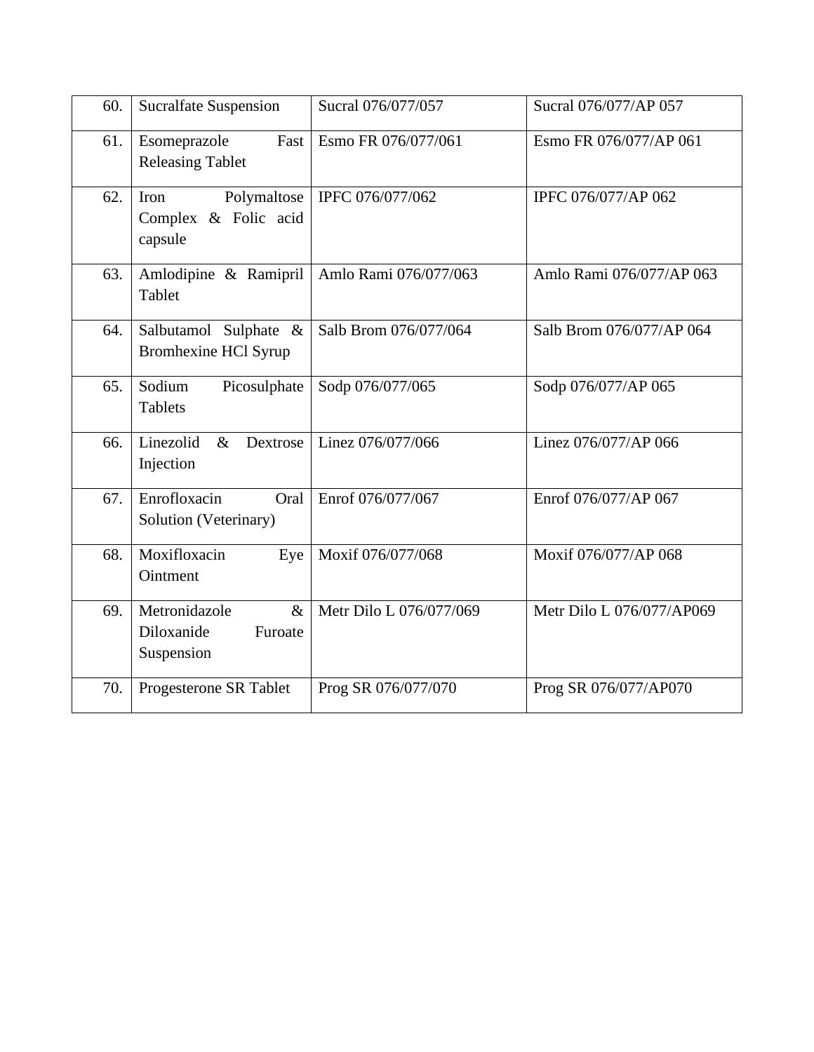| | | | |
|---|---|---|---|
| 60. | Sucralfate Suspension | Sucral 076/077/057 | Sucral 076/077/AP 057 |
| 61. | Esomeprazole Fast Releasing Tablet | Esmo FR 076/077/061 | Esmo FR 076/077/AP 061 |
| 62. | Iron Polymaltose Complex & Folic acid capsule | IPFC 076/077/062 | IPFC 076/077/AP 062 |
| 63. | Amlodipine & Ramipril Tablet | Amlo Rami 076/077/063 | Amlo Rami 076/077/AP 063 |
| 64. | Salbutamol Sulphate & Bromhexine HCl Syrup | Salb Brom 076/077/064 | Salb Brom 076/077/AP 064 |
| 65. | Sodium Picosulphate Tablets | Sodp 076/077/065 | Sodp 076/077/AP 065 |
| 66. | Linezolid & Dextrose Injection | Linez 076/077/066 | Linez 076/077/AP 066 |
| 67. | Enrofloxacin Oral Solution (Veterinary) | Enrof 076/077/067 | Enrof 076/077/AP 067 |
| 68. | Moxifloxacin Eye Ointment | Moxif 076/077/068 | Moxif 076/077/AP 068 |
| 69. | Metronidazole & Diloxanide Furoate Suspension | Metr Dilo L 076/077/069 | Metr Dilo L 076/077/AP069 |
| 70. | Progesterone SR Tablet | Prog SR 076/077/070 | Prog SR 076/077/AP070 |